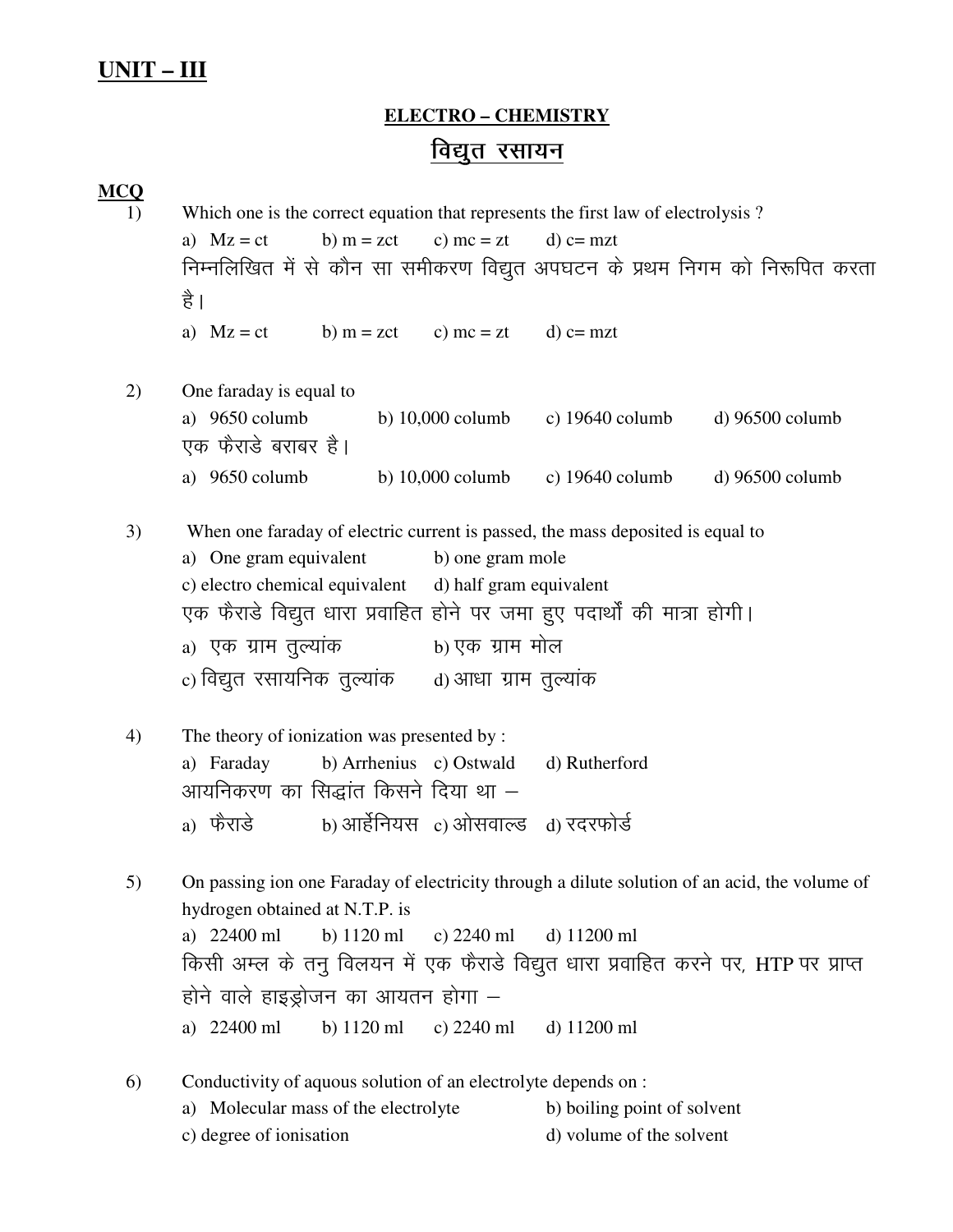## UNIT – III

### ELECTRO – CHEMISTRY

### विद्युत रसायन

**MCQ**

1) Which one is the correct equation that represents the first law of electrolysis ?

   a) Mz = ct  b) m = zct  c) mc = zt  d) c= mzt

   निम्नलिखित में से कौन सा समीकरण विद्युत अपघटन के प्रथम निगम को निरूपित करता है।

   a) Mz = ct  b) m = zct  c) mc = zt  d) c= mzt

2) One faraday is equal to

   a) 9650 columb  b) 10,000 columb  c) 19640 columb  d) 96500 columb

   एक फैराडे बराबर है।

   a) 9650 columb  b) 10,000 columb  c) 19640 columb  d) 96500 columb

3) When one faraday of electric current is passed, the mass deposited is equal to

   a) One gram equivalent  b) one gram mole
   c) electro chemical equivalent  d) half gram equivalent

   एक फैराडे विद्युत धारा प्रवाहित होने पर जमा हुए पदार्थों की मात्रा होगी।

   a) एक ग्राम तुल्यांक  b) एक ग्राम मोल
   c) विद्युत रसायनिक तुल्यांक  d) आधा ग्राम तुल्यांक

4) The theory of ionization was presented by :

   a) Faraday  b) Arrhenius  c) Ostwald  d) Rutherford

   आयनिकरण का सिद्धांत किसने दिया था –

   a) फैराडे  b) आर्हेनियस  c) ओसवाल्ड  d) रदरफोर्ड

5) On passing ion one Faraday of electricity through a dilute solution of an acid, the volume of hydrogen obtained at N.T.P. is

   a) 22400 ml  b) 1120 ml  c) 2240 ml  d) 11200 ml

   किसी अम्ल के तनु विलयन में एक फैराडे विद्युत धारा प्रवाहित करने पर, HTP पर प्राप्त होने वाले हाइड्रोजन का आयतन होगा –

   a) 22400 ml  b) 1120 ml  c) 2240 ml  d) 11200 ml

6) Conductivity of aquous solution of an electrolyte depends on :

   a) Molecular mass of the electrolyte  b) boiling point of solvent
   c) degree of ionisation  d) volume of the solvent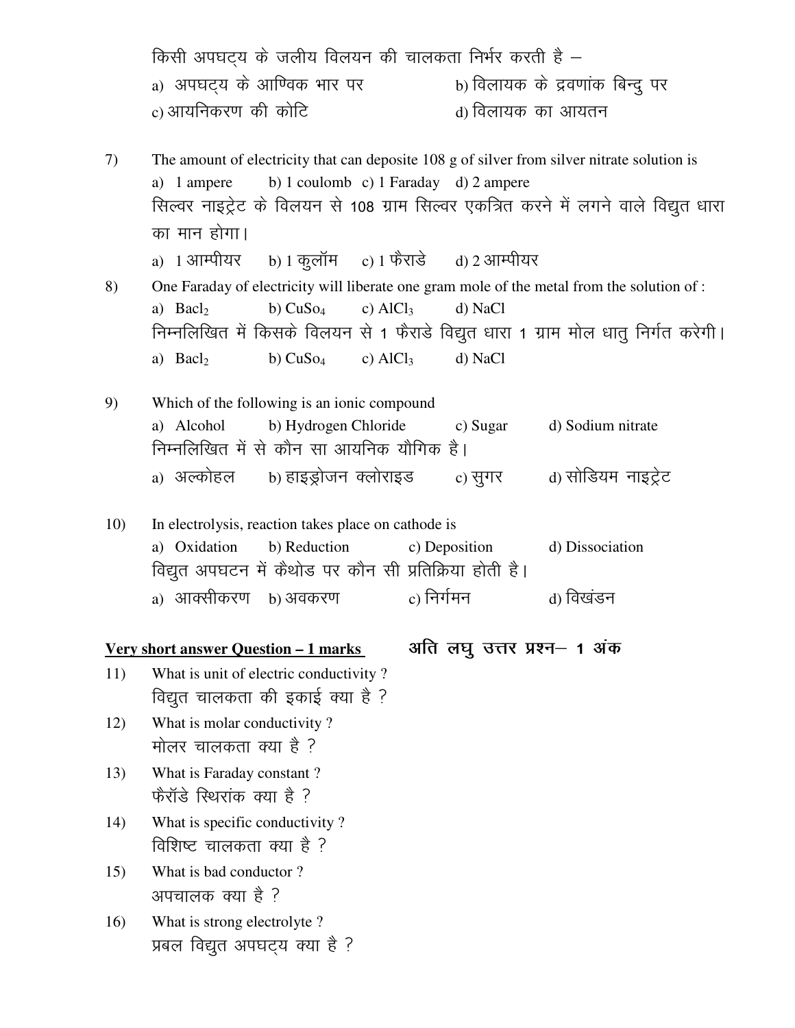किसी अपघट्य के जलीय विलयन की चालकता निर्भर करती है –

a) अपघट्य के आण्विक भार पर  b) विलायक के द्रवणांक बिन्दु पर
c) आयनिकरण की कोटि  d) विलायक का आयतन

7) The amount of electricity that can deposite 108 g of silver from silver nitrate solution is

a) 1 ampere  b) 1 coulomb  c) 1 Faraday  d) 2 ampere

सिल्वर नाइट्रेट के विलयन से 108 ग्राम सिल्वर एकत्रित करने में लगने वाले विद्युत धारा का मान होगा।

a) 1 आम्पीयर  b) 1 कुलॉम  c) 1 फैराडे  d) 2 आम्पीयर

8) One Faraday of electricity will liberate one gram mole of the metal from the solution of :

a) $Bacl_2$  b) $CuSo_4$  c) $AlCl_3$  d) NaCl

निम्नलिखित में किसके विलयन से 1 फैराडे विद्युत धारा 1 ग्राम मोल धातु निर्गत करेगी।

a) $Bacl_2$  b) $CuSo_4$  c) $AlCl_3$  d) NaCl

9) Which of the following is an ionic compound

a) Alcohol  b) Hydrogen Chloride  c) Sugar  d) Sodium nitrate

निम्नलिखित में से कौन सा आयनिक यौगिक है।

a) अल्कोहल  b) हाइड्रोजन क्लोराइड  c) सुगर  d) सोडियम नाइट्रेट

10) In electrolysis, reaction takes place on cathode is

a) Oxidation  b) Reduction  c) Deposition  d) Dissociation

विद्युत अपघटन में कैथोड पर कौन सी प्रतिक्रिया होती है।

a) आक्सीकरण  b) अवकरण  c) निर्गमन  d) विखंडन

## Very short answer Question – 1 marks    अति लघु उत्तर प्रश्न– 1 अंक

11) What is unit of electric conductivity ?
विद्युत चालकता की इकाई क्या है ?

12) What is molar conductivity ?
मोलर चालकता क्या है ?

13) What is Faraday constant ?
फैरॉडे स्थिरांक क्या है ?

14) What is specific conductivity ?
विशिष्ट चालकता क्या है ?

15) What is bad conductor ?
अपचालक क्या है ?

16) What is strong electrolyte ?
प्रबल विद्युत अपघट्य क्या है ?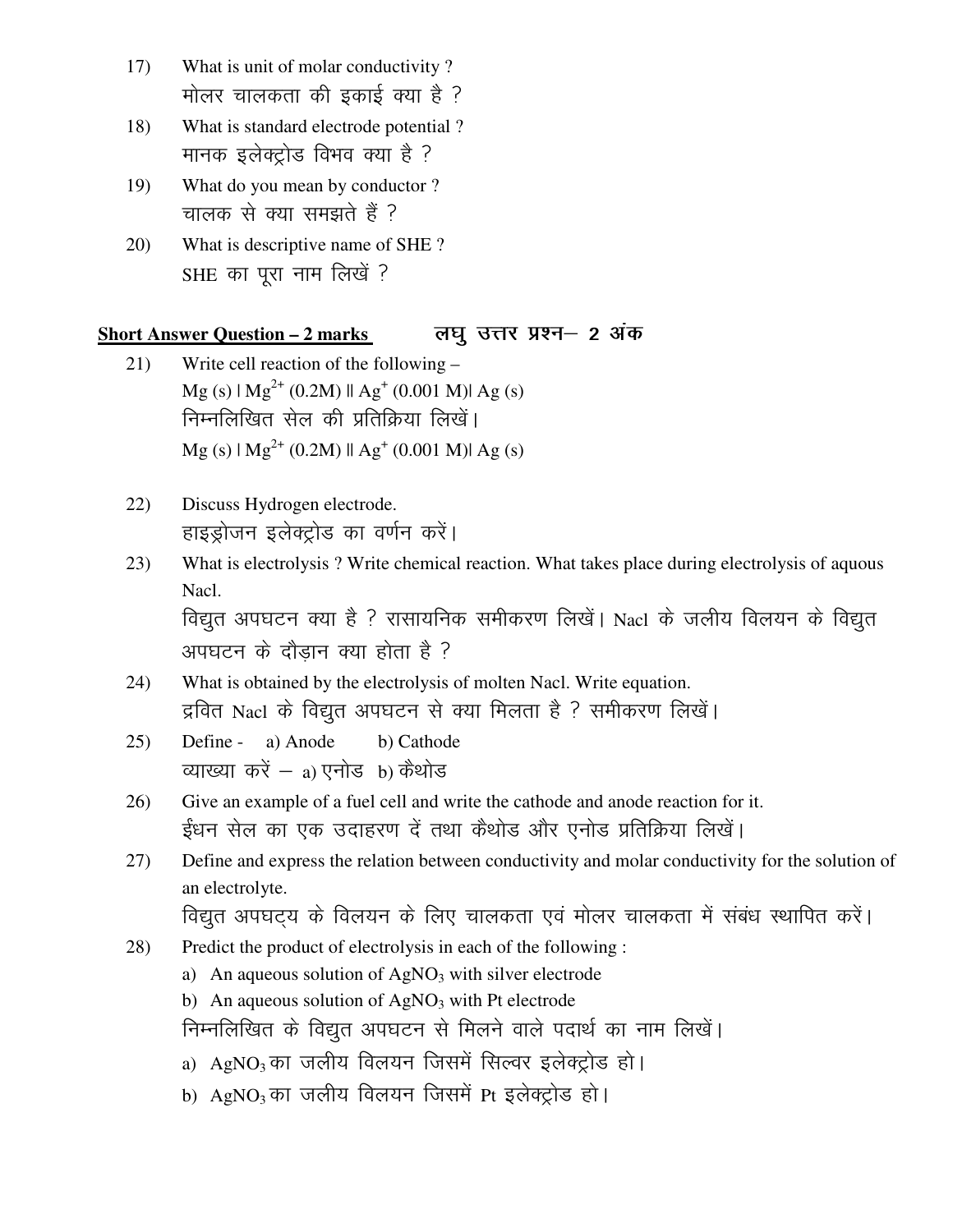17) What is unit of molar conductivity ?
मोलर चालकता की इकाई क्या है ?

18) What is standard electrode potential ?
मानक इलेक्ट्रोड विभव क्या है ?

19) What do you mean by conductor ?
चालक से क्या समझते हैं ?

20) What is descriptive name of SHE ?
SHE का पूरा नाम लिखें ?

**Short Answer Question – 2 marks** लघु उत्तर प्रश्न– 2 अंक

21) Write cell reaction of the following –
Mg (s) | $Mg^{2+}$ (0.2M) || $Ag^{+}$ (0.001 M)| Ag (s)
निम्नलिखित सेल की प्रतिक्रिया लिखें।
Mg (s) | $Mg^{2+}$ (0.2M) || $Ag^{+}$ (0.001 M)| Ag (s)

22) Discuss Hydrogen electrode.
हाइड्रोजन इलेक्ट्रोड का वर्णन करें।

23) What is electrolysis ? Write chemical reaction. What takes place during electrolysis of aquous Nacl.
विद्युत अपघटन क्या है ? रासायनिक समीकरण लिखें। Nacl के जलीय विलयन के विद्युत अपघटन के दौड़ान क्या होता है ?

24) What is obtained by the electrolysis of molten Nacl. Write equation.
द्रवित Nacl के विद्युत अपघटन से क्या मिलता है ? समीकरण लिखें।

25) Define - a) Anode b) Cathode
व्याख्या करें – a) एनोड b) कैथोड

26) Give an example of a fuel cell and write the cathode and anode reaction for it.
ईंधन सेल का एक उदाहरण दें तथा कैथोड और एनोड प्रतिक्रिया लिखें।

27) Define and express the relation between conductivity and molar conductivity for the solution of an electrolyte.
विद्युत अपघट्य के विलयन के लिए चालकता एवं मोलर चालकता में संबंध स्थापित करें।

28) Predict the product of electrolysis in each of the following :
a) An aqueous solution of $AgNO_3$ with silver electrode
b) An aqueous solution of $AgNO_3$ with Pt electrode
निम्नलिखित के विद्युत अपघटन से मिलने वाले पदार्थ का नाम लिखें।
a) $AgNO_3$ का जलीय विलयन जिसमें सिल्वर इलेक्ट्रोड हो।
b) $AgNO_3$ का जलीय विलयन जिसमें Pt इलेक्ट्रोड हो।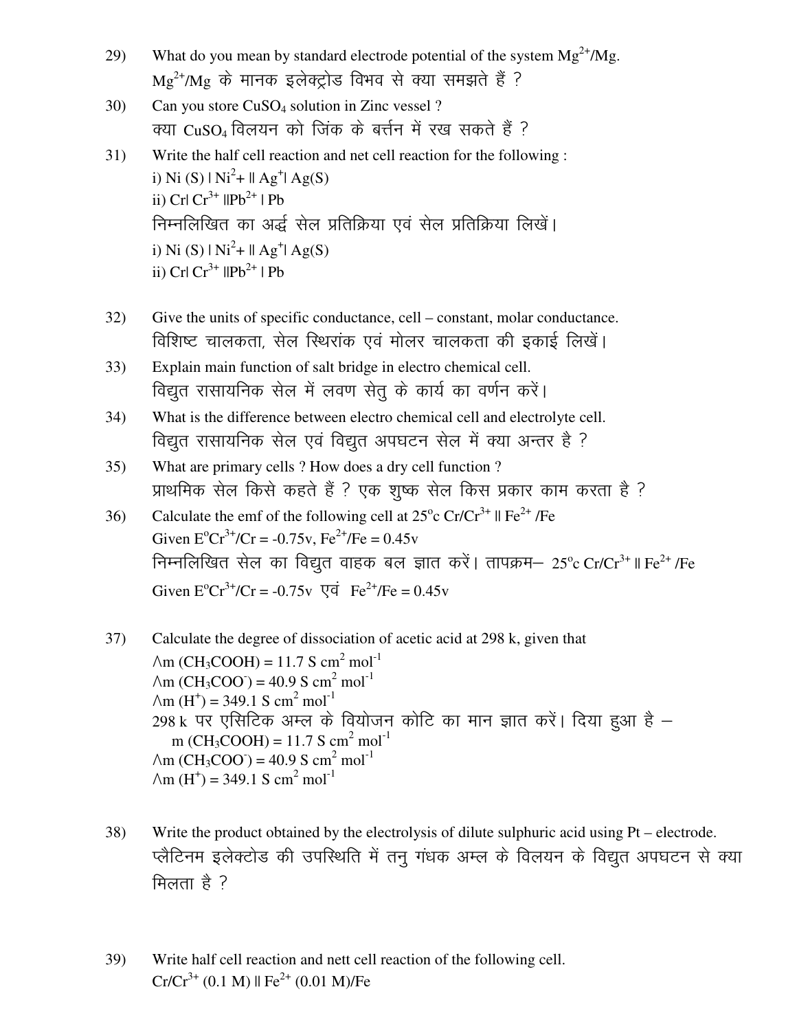29) What do you mean by standard electrode potential of the system $Mg^{2+}/Mg$.
$Mg^{2+}/Mg$ के मानक इलेक्ट्रोड विभव से क्या समझते हैं ?

30) Can you store $CuSO_4$ solution in Zinc vessel ?
क्या $CuSO_4$ विलयन को जिंक के बर्त्तन में रख सकते हैं ?

31) Write the half cell reaction and net cell reaction for the following :
i) Ni (S) | $Ni^{2}+$ || $Ag^{+}$| Ag(S)
ii) Cr| $Cr^{3+}$ ||$Pb^{2+}$ | Pb
निम्नलिखित का अर्द्ध सेल प्रतिक्रिया एवं सेल प्रतिक्रिया लिखें।
i) Ni (S) | $Ni^{2}+$ || $Ag^{+}$| Ag(S)
ii) Cr| $Cr^{3+}$ ||$Pb^{2+}$ | Pb

32) Give the units of specific conductance, cell – constant, molar conductance.
विशिष्ट चालकता, सेल स्थिरांक एवं मोलर चालकता की इकाई लिखें।

33) Explain main function of salt bridge in electro chemical cell.
विद्युत रासायनिक सेल में लवण सेतु के कार्य का वर्णन करें।

34) What is the difference between electro chemical cell and electrolyte cell.
विद्युत रासायनिक सेल एवं विद्युत अपघटन सेल में क्या अन्तर है ?

35) What are primary cells ? How does a dry cell function ?
प्राथमिक सेल किसे कहते हैं ? एक शुष्क सेल किस प्रकार काम करता है ?

36) Calculate the emf of the following cell at 25°c $Cr/Cr^{3+}$ || $Fe^{2+}$ /Fe
Given $E^{o}Cr^{3+}/Cr = -0.75v$, $Fe^{2+}/Fe = 0.45v$
निम्नलिखित सेल का विद्युत वाहक बल ज्ञात करें। तापक्रम– 25°c $Cr/Cr^{3+}$ || $Fe^{2+}$ /Fe
Given $E^{o}Cr^{3+}/Cr = -0.75v$ एवं $Fe^{2+}/Fe = 0.45v$

37) Calculate the degree of dissociation of acetic acid at 298 k, given that
$\wedge m (CH_3COOH) = 11.7 \text{ S cm}^2 \text{ mol}^{-1}$
$\wedge m (CH_3COO^-) = 40.9 \text{ S cm}^2 \text{ mol}^{-1}$
$\wedge m (H^+) = 349.1 \text{ S cm}^2 \text{ mol}^{-1}$
298 k पर एसिटिक अम्ल के वियोजन कोटि का मान ज्ञात करें। दिया हुआ है –
$m (CH_3COOH) = 11.7 \text{ S cm}^2 \text{ mol}^{-1}$
$\wedge m (CH_3COO^-) = 40.9 \text{ S cm}^2 \text{ mol}^{-1}$
$\wedge m (H^+) = 349.1 \text{ S cm}^2 \text{ mol}^{-1}$

38) Write the product obtained by the electrolysis of dilute sulphuric acid using Pt – electrode.
प्लैटिनम इलेक्टोड की उपस्थिति में तनु गंधक अम्ल के विलयन के विद्युत अपघटन से क्या मिलता है ?

39) Write half cell reaction and nett cell reaction of the following cell.
$Cr/Cr^{3+}$ (0.1 M) || $Fe^{2+}$ (0.01 M)/Fe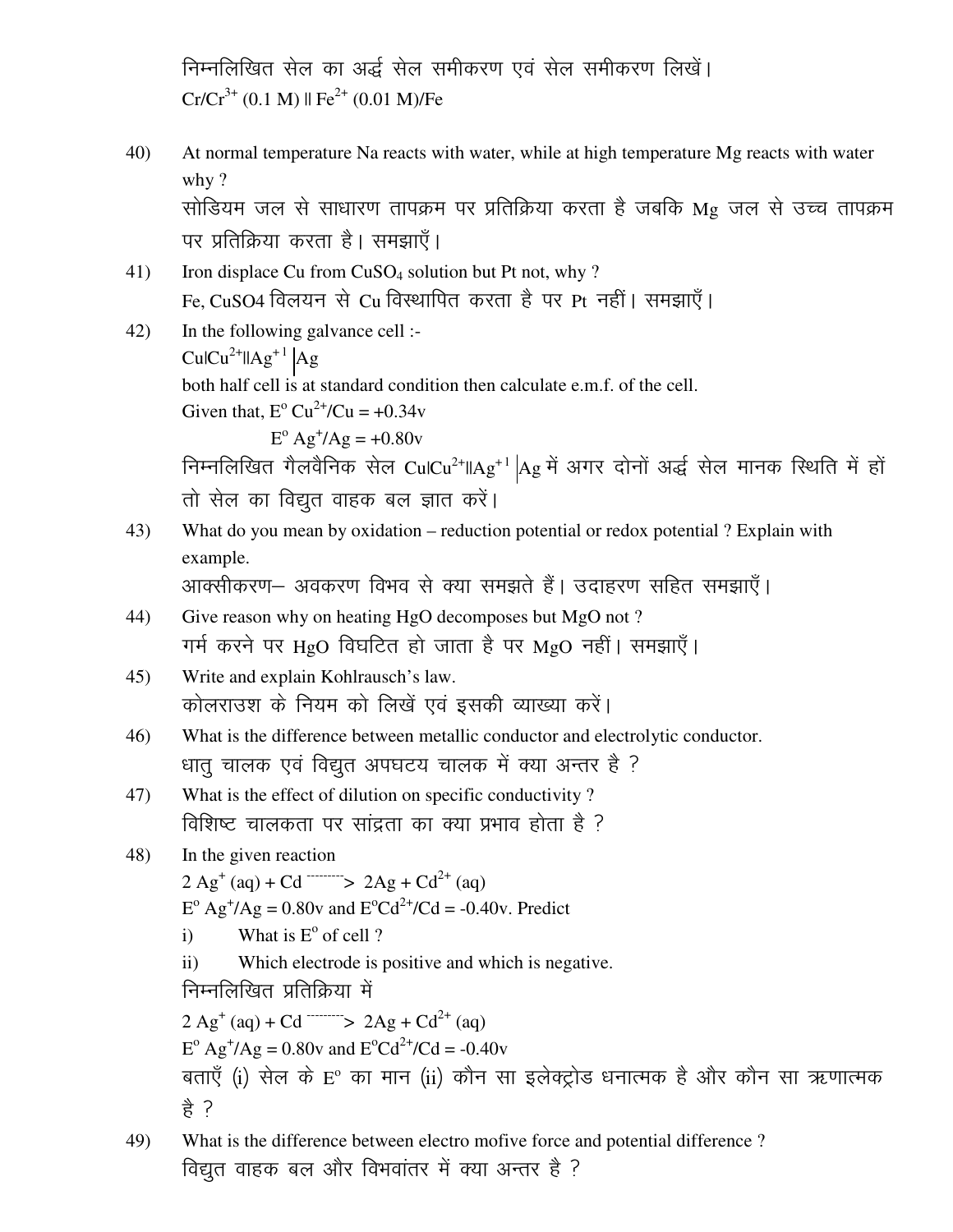निम्नलिखित सेल का अर्द्ध सेल समीकरण एवं सेल समीकरण लिखें।
$Cr/Cr^{3+}$ (0.1 M) || $Fe^{2+}$ (0.01 M)/Fe

40) At normal temperature Na reacts with water, while at high temperature Mg reacts with water why ?
सोडियम जल से साधारण तापक्रम पर प्रतिक्रिया करता है जबकि Mg जल से उच्च तापक्रम पर प्रतिक्रिया करता है। समझाएँ।

41) Iron displace Cu from $CuSO_4$ solution but Pt not, why ?
Fe, CuSO4 विलयन से Cu विस्थापित करता है पर Pt नहीं। समझाएँ।

42) In the following galvance cell :-
$Cu|Cu^{2+}||Ag^{+1}|Ag$
both half cell is at standard condition then calculate e.m.f. of the cell.
Given that, $E^o$ $Cu^{2+}/Cu$ = +0.34v
$E^o$ $Ag^+/Ag$ = +0.80v
निम्नलिखित गैलवैनिक सेल $Cu|Cu^{2+}||Ag^{+1}|Ag$ में अगर दोनों अर्द्ध सेल मानक स्थिति में हों तो सेल का विद्युत वाहक बल ज्ञात करें।

43) What do you mean by oxidation – reduction potential or redox potential ? Explain with example.
आक्सीकरण– अवकरण विभव से क्या समझते हैं। उदाहरण सहित समझाएँ।

44) Give reason why on heating HgO decomposes but MgO not ?
गर्म करने पर HgO विघटित हो जाता है पर MgO नहीं। समझाएँ।

45) Write and explain Kohlrausch's law.
कोलराउश के नियम को लिखें एवं इसकी व्याख्या करें।

46) What is the difference between metallic conductor and electrolytic conductor.
धातु चालक एवं विद्युत अपघटय चालक में क्या अन्तर है ?

47) What is the effect of dilution on specific conductivity ?
विशिष्ट चालकता पर सांद्रता का क्या प्रभाव होता है ?

48) In the given reaction
$2 Ag^+ (aq) + Cd \dashrightarrow 2Ag + Cd^{2+} (aq)$
$E^o$ $Ag^+/Ag$ = 0.80v and $E^o Cd^{2+}/Cd$ = -0.40v. Predict
i) What is $E^o$ of cell ?
ii) Which electrode is positive and which is negative.

निम्नलिखित प्रतिक्रिया में
$2 Ag^+ (aq) + Cd \dashrightarrow 2Ag + Cd^{2+} (aq)$
$E^o$ $Ag^+/Ag$ = 0.80v and $E^o Cd^{2+}/Cd$ = -0.40v
बताएँ (i) सेल के $E^o$ का मान (ii) कौन सा इलेक्ट्रोड धनात्मक है और कौन सा ऋणात्मक है ?

49) What is the difference between electro mofive force and potential difference ?
विद्युत वाहक बल और विभवांतर में क्या अन्तर है ?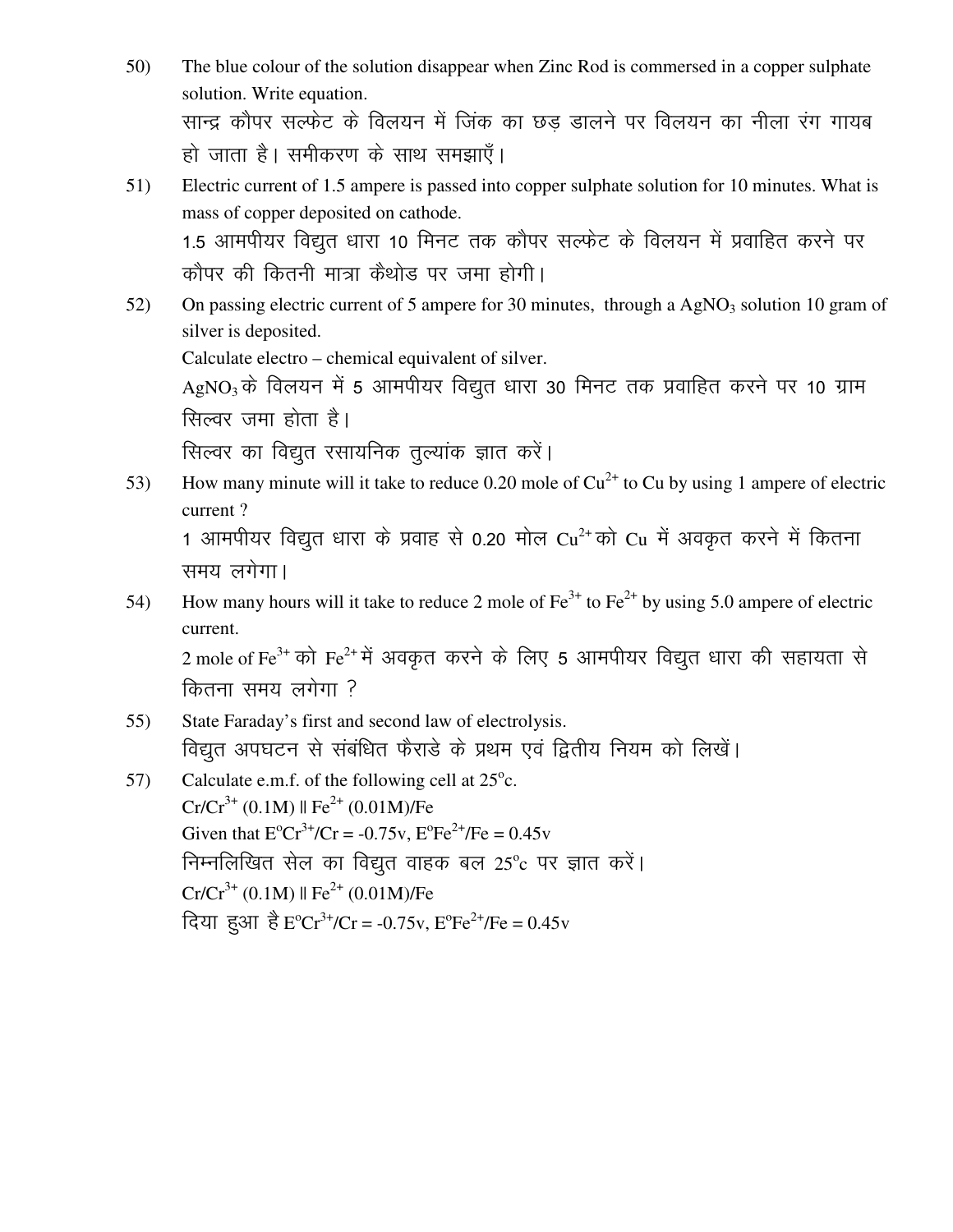50) The blue colour of the solution disappear when Zinc Rod is commersed in a copper sulphate solution. Write equation.

सान्द्र कौपर सल्फेट के विलयन में जिंक का छड़ डालने पर विलयन का नीला रंग गायब हो जाता है। समीकरण के साथ समझाएँ।

51) Electric current of 1.5 ampere is passed into copper sulphate solution for 10 minutes. What is mass of copper deposited on cathode.

1.5 आमपीयर विद्युत धारा 10 मिनट तक कौपर सल्फेट के विलयन में प्रवाहित करने पर कौपर की कितनी मात्रा कैथोड पर जमा होगी।

52) On passing electric current of 5 ampere for 30 minutes, through a $AgNO_3$ solution 10 gram of silver is deposited.

Calculate electro – chemical equivalent of silver.

$AgNO_3$ के विलयन में 5 आमपीयर विद्युत धारा 30 मिनट तक प्रवाहित करने पर 10 ग्राम सिल्वर जमा होता है।

सिल्वर का विद्युत रसायनिक तुल्यांक ज्ञात करें।

53) How many minute will it take to reduce 0.20 mole of $Cu^{2+}$ to Cu by using 1 ampere of electric current ?

1 आमपीयर विद्युत धारा के प्रवाह से 0.20 मोल $Cu^{2+}$ को Cu में अवकृत करने में कितना समय लगेगा।

54) How many hours will it take to reduce 2 mole of $Fe^{3+}$ to $Fe^{2+}$ by using 5.0 ampere of electric current.

2 mole of $Fe^{3+}$ को $Fe^{2+}$ में अवकृत करने के लिए 5 आमपीयर विद्युत धारा की सहायता से कितना समय लगेगा ?

55) State Faraday's first and second law of electrolysis.

विद्युत अपघटन से संबंधित फैराडे के प्रथम एवं द्वितीय नियम को लिखें।

57) Calculate e.m.f. of the following cell at 25°c.

$Cr/Cr^{3+}$ (0.1M) ‖ $Fe^{2+}$ (0.01M)/Fe

Given that $E^oCr^{3+}/Cr$ = -0.75v, $E^oFe^{2+}/Fe$ = 0.45v

निम्नलिखित सेल का विद्युत वाहक बल 25°c पर ज्ञात करें।

$Cr/Cr^{3+}$ (0.1M) ‖ $Fe^{2+}$ (0.01M)/Fe

दिया हुआ है $E^oCr^{3+}/Cr$ = -0.75v, $E^oFe^{2+}/Fe$ = 0.45v